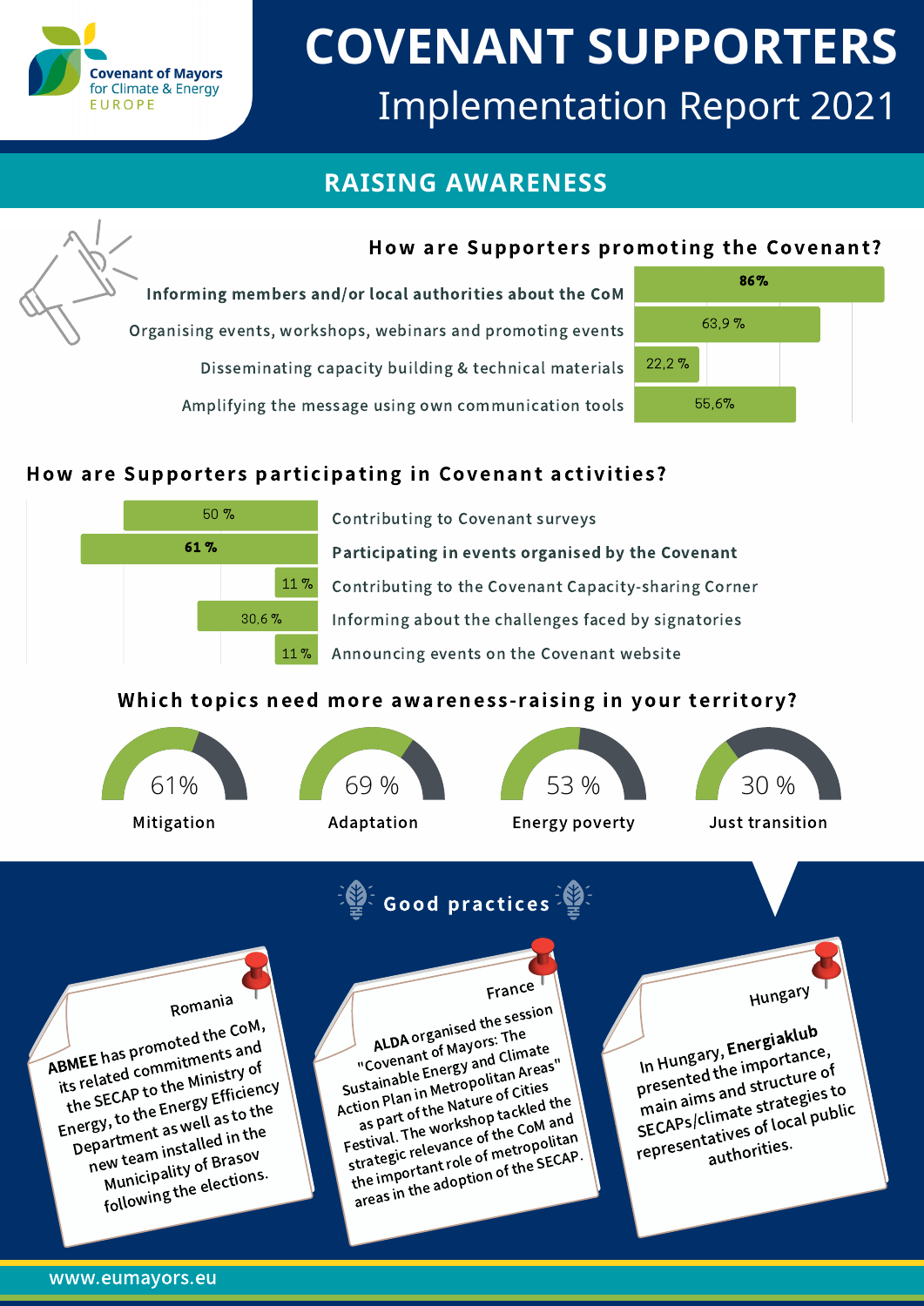Covenant of Mayors for Climate & Energy EUROPE

# COVENANT SUPPORTERS

## Implementation Report 2021

## RAISING AWARENESS

### How are Supporters promoting the Covenant?

| Activity | % |
|---|---|
| **Informing members and/or local authorities about the CoM** | **86%** |
| Organising events, workshops, webinars and promoting events | 63,9 % |
| Disseminating capacity building & technical materials | 22,2 % |
| Amplifying the message using own communication tools | 55,6% |

### How are Supporters participating in Covenant activities?

| Activity | % |
|---|---|
| Contributing to Covenant surveys | 50 % |
| **Participating in events organised by the Covenant** | **61 %** |
| Contributing to the Covenant Capacity-sharing Corner | 11 % |
| Informing about the challenges faced by signatories | 30,6 % |
| Announcing events on the Covenant website | 11 % |

### Which topics need more awareness-raising in your territory?

| Topic | % |
|---|---|
| Mitigation | 61% |
| Adaptation | 69 % |
| Energy poverty | 53 % |
| Just transition | 30 % |

### Good practices

**Romania**

**ABMEE** has promoted the CoM, its related commitments and the SECAP to the Ministry of Energy, to the Energy Efficiency Department as well as to the new team installed in the Municipality of Brasov following the elections.

**France**

**ALDA** organised the session "Covenant of Mayors: The Sustainable Energy and Climate Action Plan in Metropolitan Areas" as part of the Nature of Cities Festival. The workshop tackled the strategic relevance of the CoM and the important role of metropolitan areas in the adoption of the SECAP.

**Hungary**

In Hungary, **Energiaklub** presented the importance, main aims and structure of SECAPs/climate strategies to representatives of local public authorities.

www.eumayors.eu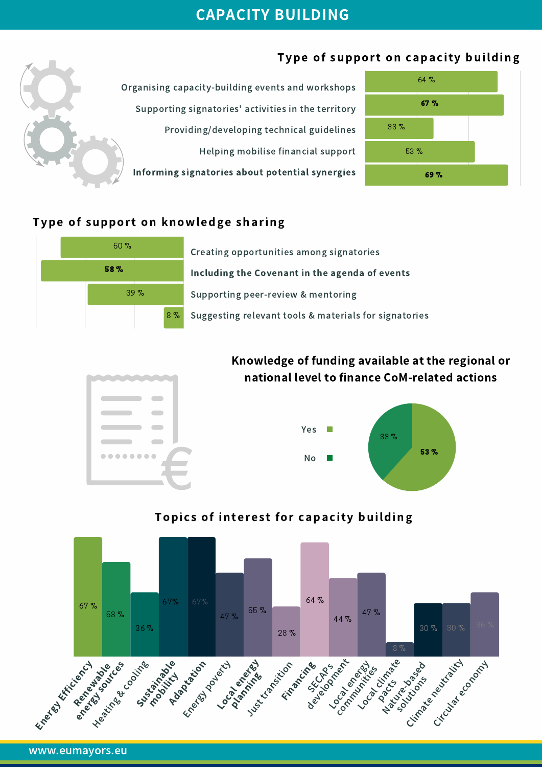# CAPACITY BUILDING

## Type of support on capacity building

| Type of support | % |
|---|---|
| Organising capacity-building events and workshops | 64 % |
| **Supporting signatories' activities in the territory** | **67 %** |
| Providing/developing technical guidelines | 33 % |
| Helping mobilise financial support | 53 % |
| **Informing signatories about potential synergies** | **69 %** |

## Type of support on knowledge sharing

| Type of support | % |
|---|---|
| Creating opportunities among signatories | 50 % |
| **Including the Covenant in the agenda of events** | **58 %** |
| Supporting peer-review & mentoring | 39 % |
| Suggesting relevant tools & materials for signatories | 8 % |

## Knowledge of funding available at the regional or national level to finance CoM-related actions

| Answer | % |
|---|---|
| Yes | 53 % |
| No | 33 % |

## Topics of interest for capacity building

| Topic | % |
|---|---|
| **Energy Efficiency** | 67 % |
| **Renewable energy sources** | 53 % |
| Heating & cooling | 36 % |
| **Sustainable mobility** | 67% |
| **Adaptation** | 67% |
| Energy poverty | 47 % |
| **Local energy planning** | 55 % |
| Just transition | 28 % |
| **Financing** | 64 % |
| SECAPs development | 44 % |
| Local energy communities | 47 % |
| Local climate pacts | 8 % |
| Nature-based solutions | 30 % |
| Climate neutrality | 30 % |
| Circular economy | 36 % |

www.eumayors.eu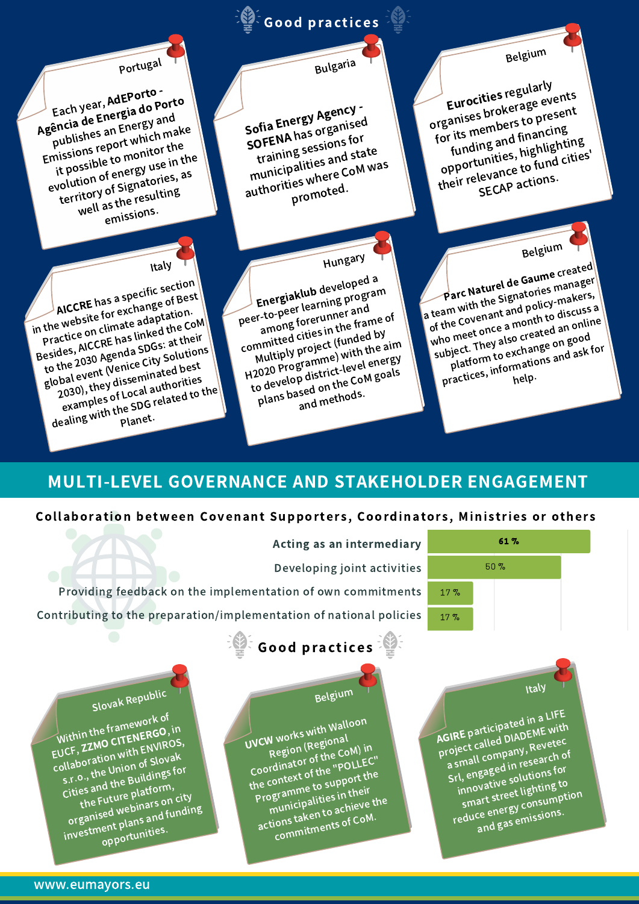## Good practices

**Portugal**

Each year, **AdEPorto - Agência de Energia do Porto** publishes an Energy and Emissions report which make it possible to monitor the evolution of energy use in the territory of Signatories, as well as the resulting emissions.

**Bulgaria**

**Sofia Energy Agency - SOFENA** has organised training sessions for municipalities and state authorities where CoM was promoted.

**Belgium**

**Eurocities** regularly organises brokerage events for its members to present funding and financing opportunities, highlighting their relevance to fund cities' SECAP actions.

**Italy**

**AICCRE** has a specific section in the website for exchange of Best Practice on climate adaptation. Besides, AICCRE has linked the CoM to the 2030 Agenda SDGs: at their global event (Venice City Solutions 2030), they disseminated best examples of Local authorities dealing with the SDG related to the Planet.

**Hungary**

**Energiaklub** developed a peer-to-peer learning program among forerunner and committed cities in the frame of Multiply project (funded by H2020 Programme) with the aim to develop district-level energy plans based on the CoM goals and methods.

**Belgium**

**Parc Naturel de Gaume** created a team with the Signatories manager of the Covenant and policy-makers, who meet once a month to discuss a subject. They also created an online platform to exchange on good practices, informations and ask for help.

# MULTI-LEVEL GOVERNANCE AND STAKEHOLDER ENGAGEMENT

### Collaboration between Covenant Supporters, Coordinators, Ministries or others

| Activity | % |
|---|---|
| Acting as an intermediary | 61 % |
| Developing joint activities | 50 % |
| Providing feedback on the implementation of own commitments | 17 % |
| Contributing to the preparation/implementation of national policies | 17 % |

## Good practices

**Slovak Republic**

Within the framework of EUCF, **ZZMO CITENERGO**, in collaboration with ENVIROS, s.r.o., the Union of Slovak Cities and the Buildings for the Future platform, organised webinars on city investment plans and funding opportunities.

**Belgium**

**UVCW** works with Walloon Region (Regional Coordinator of the CoM) in the context of the "POLLEC" Programme to support the municipalities in their actions taken to achieve the commitments of CoM.

**Italy**

**AGIRE** participated in a LIFE project called DIADEME with a small company, Revetec Srl, engaged in research of innovative solutions for smart street lighting to reduce energy consumption and gas emissions.

www.eumayors.eu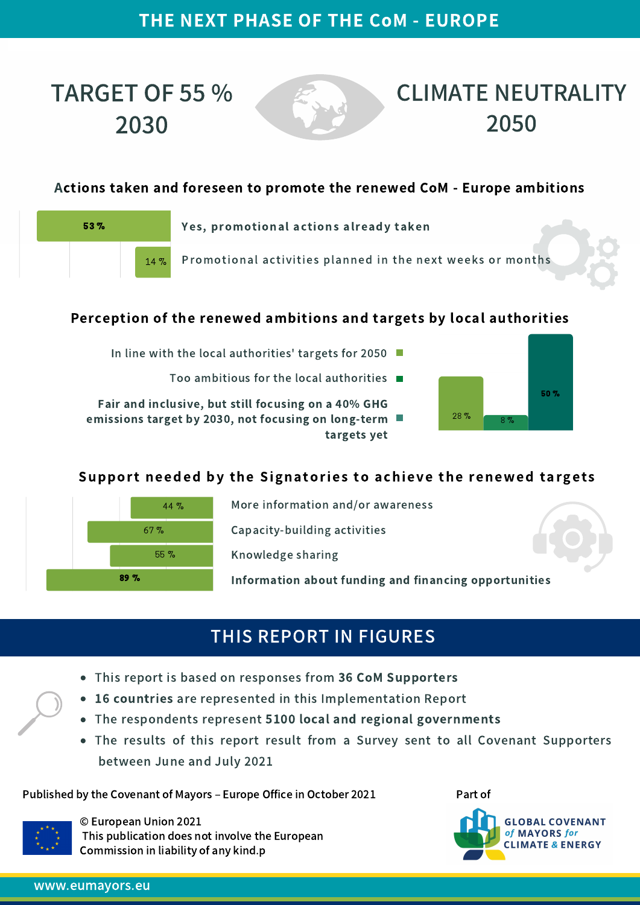# THE NEXT PHASE OF THE CoM - EUROPE

**TARGET OF 55 % 2030**

**CLIMATE NEUTRALITY 2050**

### Actions taken and foreseen to promote the renewed CoM - Europe ambitions

53 %
Yes, promotional actions already taken

14 %
Promotional activities planned in the next weeks or months

### Perception of the renewed ambitions and targets by local authorities

In line with the local authorities' targets for 2050

Too ambitious for the local authorities

Fair and inclusive, but still focusing on a 40% GHG emissions target by 2030, not focusing on long-term targets yet

28 %
8 %
50 %

### Support needed by the Signatories to achieve the renewed targets

44 %
More information and/or awareness

67 %
Capacity-building activities

55 %
Knowledge sharing

89 %
**Information about funding and financing opportunities**

## THIS REPORT IN FIGURES

- This report is based on responses from **36 CoM Supporters**
- **16 countries** are represented in this Implementation Report
- The respondents represent **5100 local and regional governments**
- The results of this report result from a Survey sent to all Covenant Supporters between June and July 2021

Published by the Covenant of Mayors – Europe Office in October 2021

© European Union 2021
This publication does not involve the European Commission in liability of any kind.p

Part of

GLOBAL COVENANT of MAYORS for CLIMATE & ENERGY

www.eumayors.eu